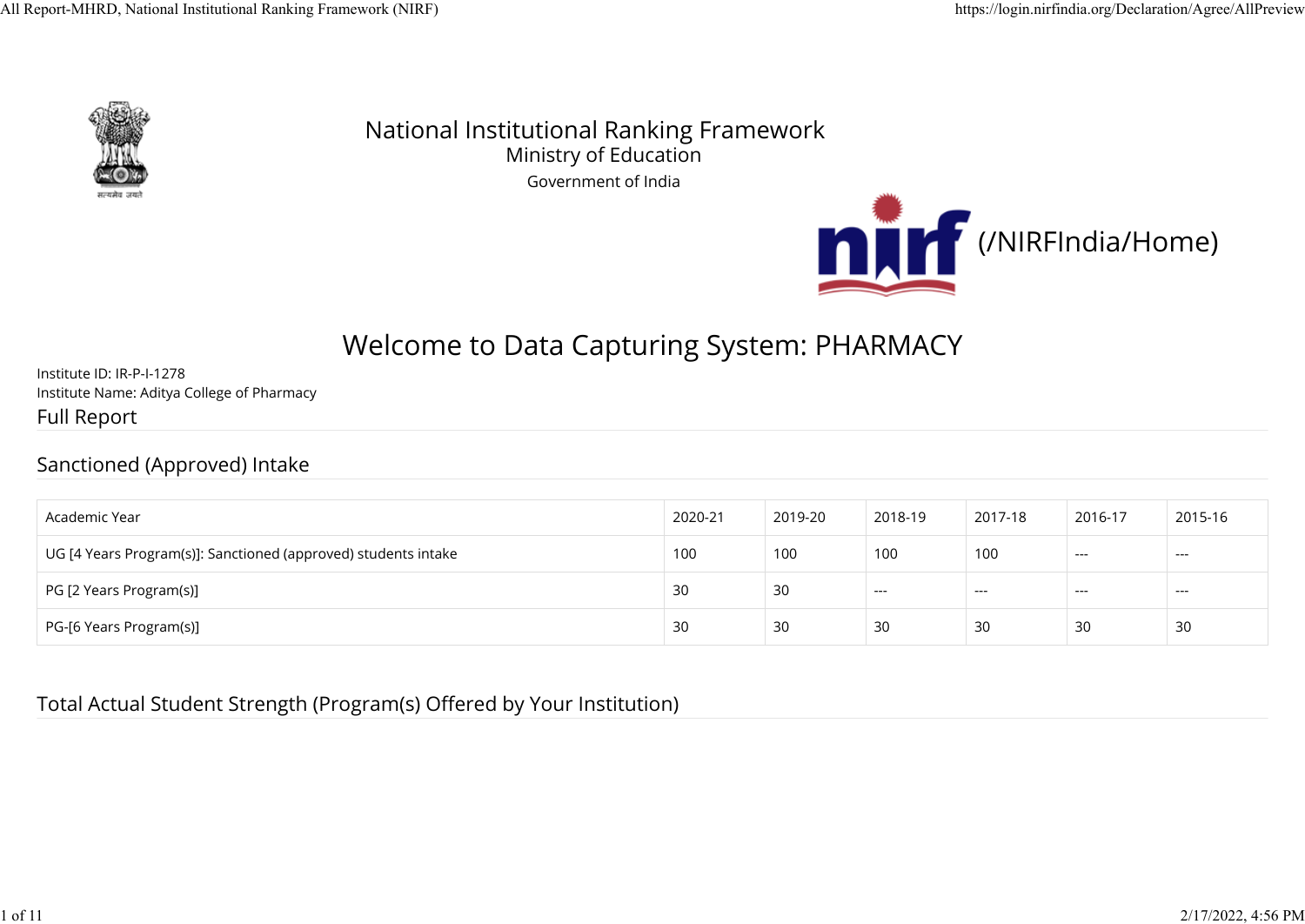National Institutional Ranking Framework
Ministry of Education
Government of India

(/NIRFIndia/Home)

# Welcome to Data Capturing System: PHARMACY

Institute ID: IR-P-I-1278
Institute Name: Aditya College of Pharmacy

## Full Report

### Sanctioned (Approved) Intake

| Academic Year | 2020-21 | 2019-20 | 2018-19 | 2017-18 | 2016-17 | 2015-16 |
|---|---|---|---|---|---|---|
| UG [4 Years Program(s)]: Sanctioned (approved) students intake | 100 | 100 | 100 | 100 | --- | --- |
| PG [2 Years Program(s)] | 30 | 30 | --- | --- | --- | --- |
| PG-[6 Years Program(s)] | 30 | 30 | 30 | 30 | 30 | 30 |

### Total Actual Student Strength (Program(s) Offered by Your Institution)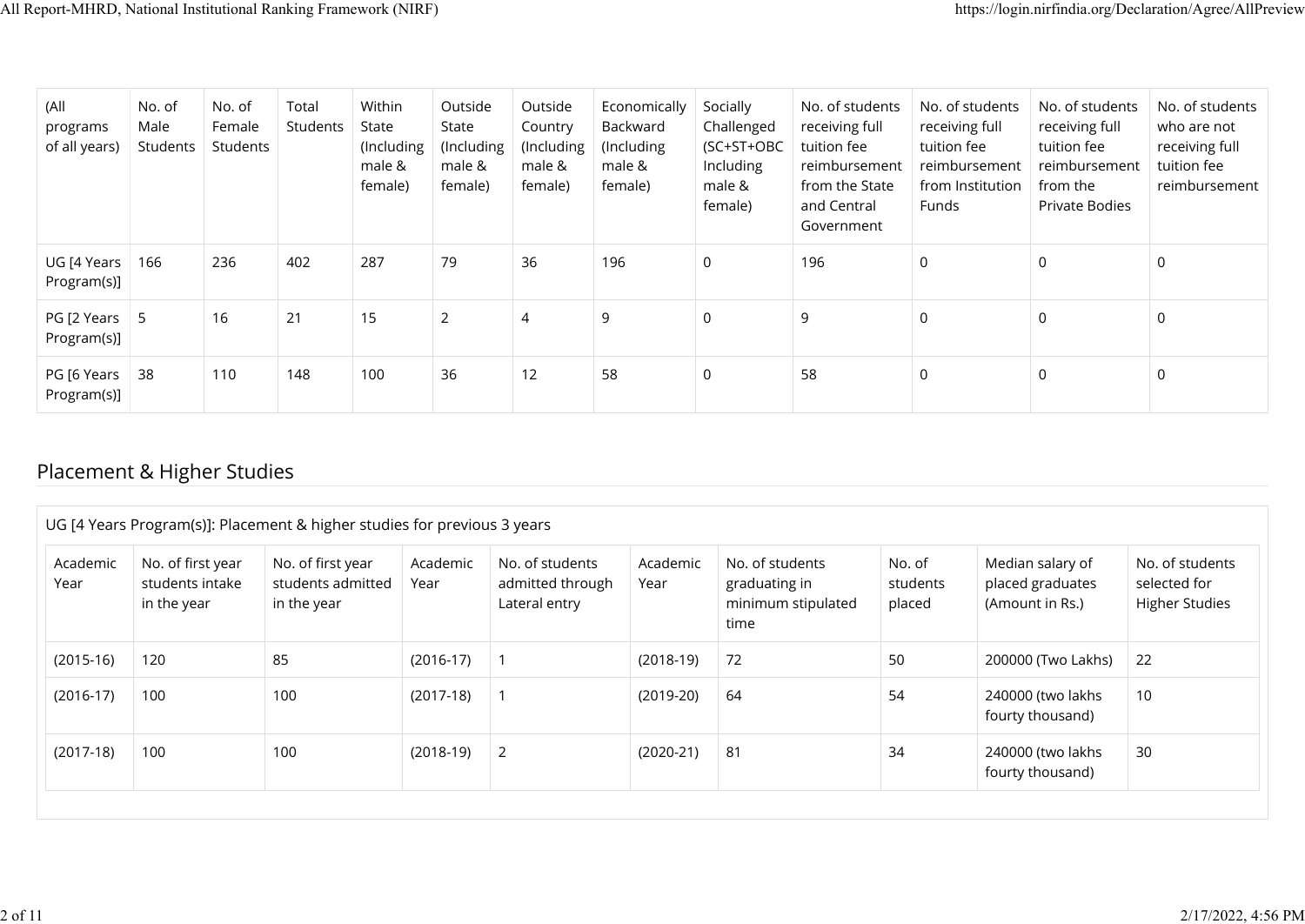| (All programs of all years) | No. of Male Students | No. of Female Students | Total Students | Within State (Including male & female) | Outside State (Including male & female) | Outside Country (Including male & female) | Economically Backward (Including male & female) | Socially Challenged (SC+ST+OBC Including male & female) | No. of students receiving full tuition fee reimbursement from the State and Central Government | No. of students receiving full tuition fee reimbursement from Institution Funds | No. of students receiving full tuition fee reimbursement from the Private Bodies | No. of students who are not receiving full tuition fee reimbursement |
|---|---|---|---|---|---|---|---|---|---|---|---|---|
| UG [4 Years Program(s)] | 166 | 236 | 402 | 287 | 79 | 36 | 196 | 0 | 196 | 0 | 0 | 0 |
| PG [2 Years Program(s)] | 5 | 16 | 21 | 15 | 2 | 4 | 9 | 0 | 9 | 0 | 0 | 0 |
| PG [6 Years Program(s)] | 38 | 110 | 148 | 100 | 36 | 12 | 58 | 0 | 58 | 0 | 0 | 0 |

## Placement & Higher Studies

UG [4 Years Program(s)]: Placement & higher studies for previous 3 years

| Academic Year | No. of first year students intake in the year | No. of first year students admitted in the year | Academic Year | No. of students admitted through Lateral entry | Academic Year | No. of students graduating in minimum stipulated time | No. of students placed | Median salary of placed graduates (Amount in Rs.) | No. of students selected for Higher Studies |
|---|---|---|---|---|---|---|---|---|---|
| (2015-16) | 120 | 85 | (2016-17) | 1 | (2018-19) | 72 | 50 | 200000 (Two Lakhs) | 22 |
| (2016-17) | 100 | 100 | (2017-18) | 1 | (2019-20) | 64 | 54 | 240000 (two lakhs fourty thousand) | 10 |
| (2017-18) | 100 | 100 | (2018-19) | 2 | (2020-21) | 81 | 34 | 240000 (two lakhs fourty thousand) | 30 |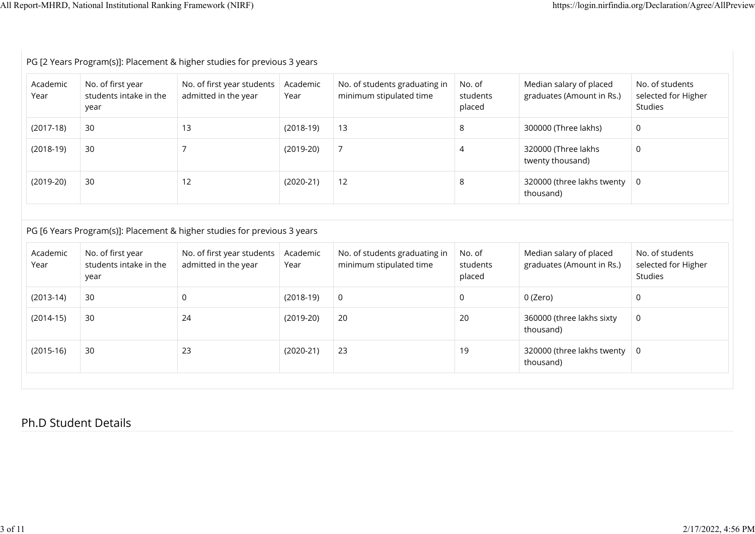PG [2 Years Program(s)]: Placement & higher studies for previous 3 years

| Academic Year | No. of first year students intake in the year | No. of first year students admitted in the year | Academic Year | No. of students graduating in minimum stipulated time | No. of students placed | Median salary of placed graduates (Amount in Rs.) | No. of students selected for Higher Studies |
|---|---|---|---|---|---|---|---|
| (2017-18) | 30 | 13 | (2018-19) | 13 | 8 | 300000 (Three lakhs) | 0 |
| (2018-19) | 30 | 7 | (2019-20) | 7 | 4 | 320000 (Three lakhs twenty thousand) | 0 |
| (2019-20) | 30 | 12 | (2020-21) | 12 | 8 | 320000 (three lakhs twenty thousand) | 0 |

PG [6 Years Program(s)]: Placement & higher studies for previous 3 years

| Academic Year | No. of first year students intake in the year | No. of first year students admitted in the year | Academic Year | No. of students graduating in minimum stipulated time | No. of students placed | Median salary of placed graduates (Amount in Rs.) | No. of students selected for Higher Studies |
|---|---|---|---|---|---|---|---|
| (2013-14) | 30 | 0 | (2018-19) | 0 | 0 | 0 (Zero) | 0 |
| (2014-15) | 30 | 24 | (2019-20) | 20 | 20 | 360000 (three lakhs sixty thousand) | 0 |
| (2015-16) | 30 | 23 | (2020-21) | 23 | 19 | 320000 (three lakhs twenty thousand) | 0 |

## Ph.D Student Details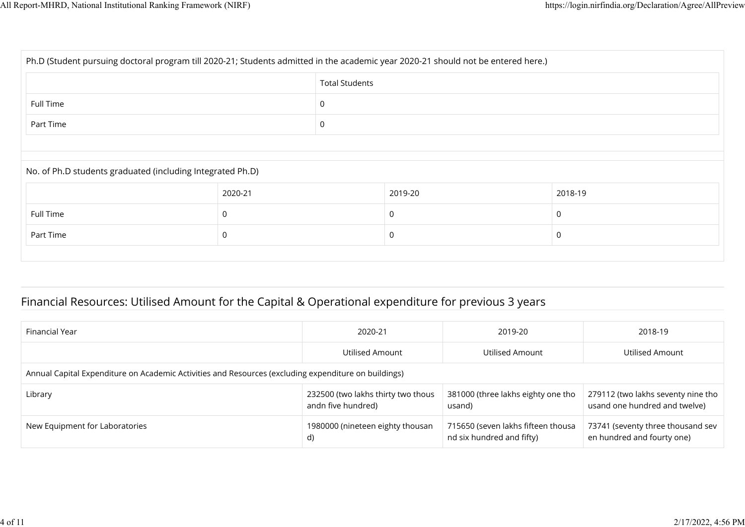Ph.D (Student pursuing doctoral program till 2020-21; Students admitted in the academic year 2020-21 should not be entered here.)

| | Total Students |
|---|---|
| Full Time | 0 |
| Part Time | 0 |

No. of Ph.D students graduated (including Integrated Ph.D)

| | 2020-21 | 2019-20 | 2018-19 |
|---|---|---|---|
| Full Time | 0 | 0 | 0 |
| Part Time | 0 | 0 | 0 |

## Financial Resources: Utilised Amount for the Capital & Operational expenditure for previous 3 years

| Financial Year | 2020-21 | 2019-20 | 2018-19 |
|---|---|---|---|
| | Utilised Amount | Utilised Amount | Utilised Amount |
| Annual Capital Expenditure on Academic Activities and Resources (excluding expenditure on buildings) | | | |
| Library | 232500 (two lakhs thirty two thousandn five hundred) | 381000 (three lakhs eighty one thousand) | 279112 (two lakhs seventy nine thousand one hundred and twelve) |
| New Equipment for Laboratories | 1980000 (nineteen eighty thousand) | 715650 (seven lakhs fifteen thousand six hundred and fifty) | 73741 (seventy three thousand seven hundred and fourty one) |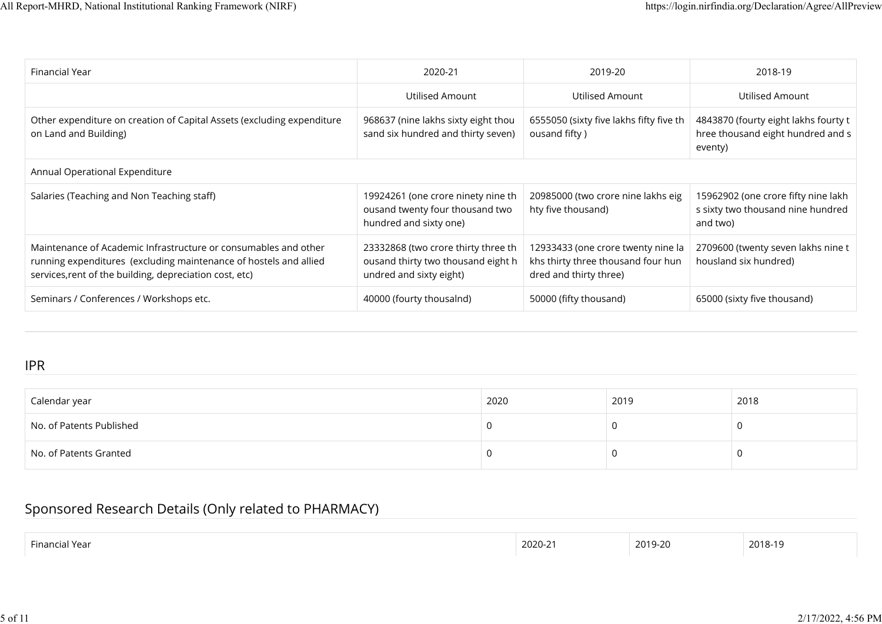| Financial Year | 2020-21 | 2019-20 | 2018-19 |
|---|---|---|---|
| | Utilised Amount | Utilised Amount | Utilised Amount |
| Other expenditure on creation of Capital Assets (excluding expenditure on Land and Building) | 968637 (nine lakhs sixty eight thousand six hundred and thirty seven) | 6555050 (sixty five lakhs fifty five thousand fifty ) | 4843870 (fourty eight lakhs fourty three thousand eight hundred and seventy) |
| Annual Operational Expenditure | | | |
| Salaries (Teaching and Non Teaching staff) | 19924261 (one crore ninety nine thousand twenty four thousand two hundred and sixty one) | 20985000 (two crore nine lakhs eighty five thousand) | 15962902 (one crore fifty nine lakhs sixty two thousand nine hundred and two) |
| Maintenance of Academic Infrastructure or consumables and other running expenditures (excluding maintenance of hostels and allied services,rent of the building, depreciation cost, etc) | 23332868 (two crore thirty three thousand thirty two thousand eight hundred and sixty eight) | 12933433 (one crore twenty nine lakhs thirty three thousand four hundred and thirty three) | 2709600 (twenty seven lakhs nine thousland six hundred) |
| Seminars / Conferences / Workshops etc. | 40000 (fourty thousalnd) | 50000 (fifty thousand) | 65000 (sixty five thousand) |

## IPR

| Calendar year | 2020 | 2019 | 2018 |
|---|---|---|---|
| No. of Patents Published | 0 | 0 | 0 |
| No. of Patents Granted | 0 | 0 | 0 |

## Sponsored Research Details (Only related to PHARMACY)

| Financial Year | 2020-21 | 2019-20 | 2018-19 |
|---|---|---|---|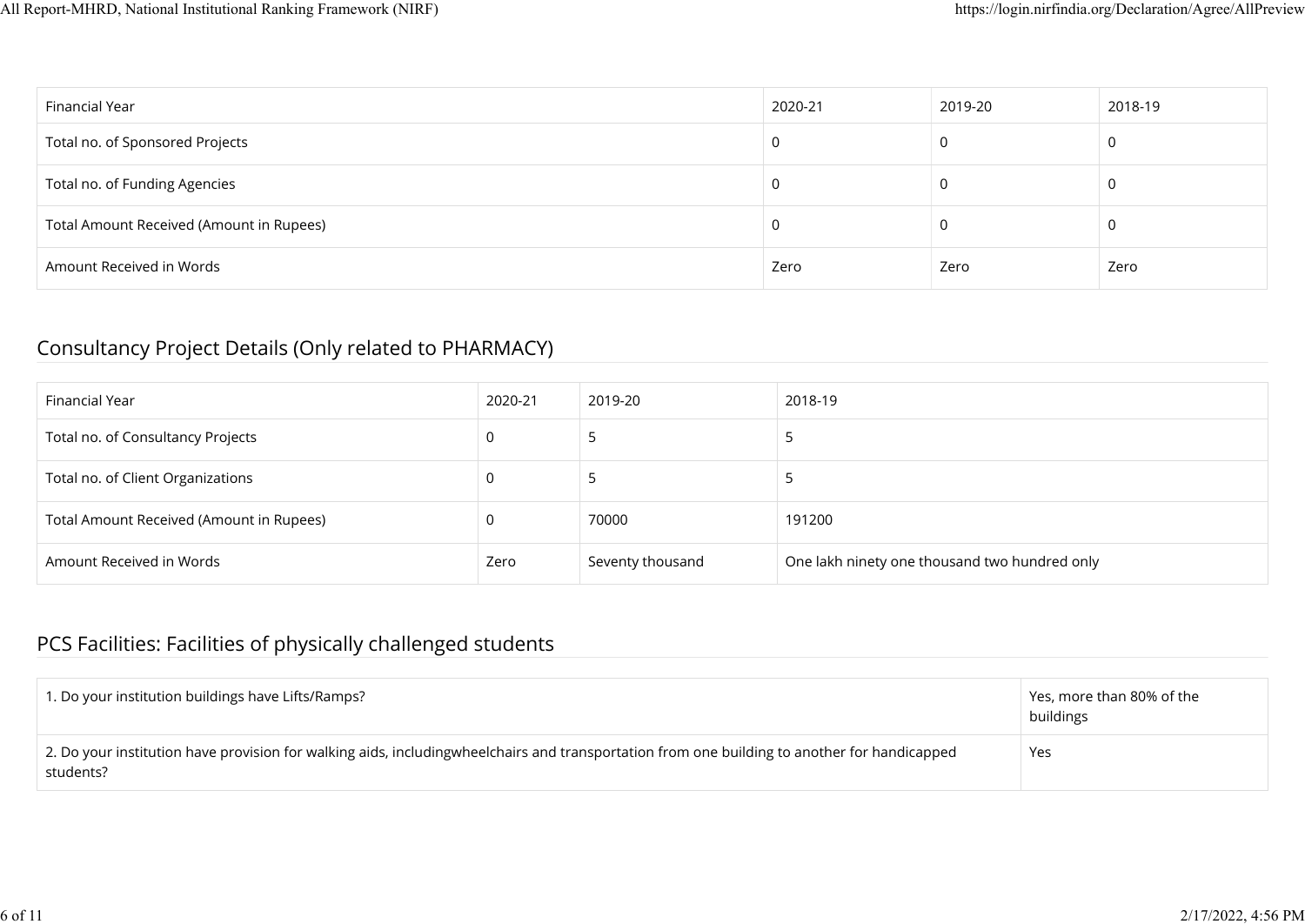| Financial Year | 2020-21 | 2019-20 | 2018-19 |
|---|---|---|---|
| Total no. of Sponsored Projects | 0 | 0 | 0 |
| Total no. of Funding Agencies | 0 | 0 | 0 |
| Total Amount Received (Amount in Rupees) | 0 | 0 | 0 |
| Amount Received in Words | Zero | Zero | Zero |

## Consultancy Project Details (Only related to PHARMACY)

| Financial Year | 2020-21 | 2019-20 | 2018-19 |
|---|---|---|---|
| Total no. of Consultancy Projects | 0 | 5 | 5 |
| Total no. of Client Organizations | 0 | 5 | 5 |
| Total Amount Received (Amount in Rupees) | 0 | 70000 | 191200 |
| Amount Received in Words | Zero | Seventy thousand | One lakh ninety one thousand two hundred only |

## PCS Facilities: Facilities of physically challenged students

| | |
|---|---|
| 1. Do your institution buildings have Lifts/Ramps? | Yes, more than 80% of the buildings |
| 2. Do your institution have provision for walking aids, includingwheelchairs and transportation from one building to another for handicapped students? | Yes |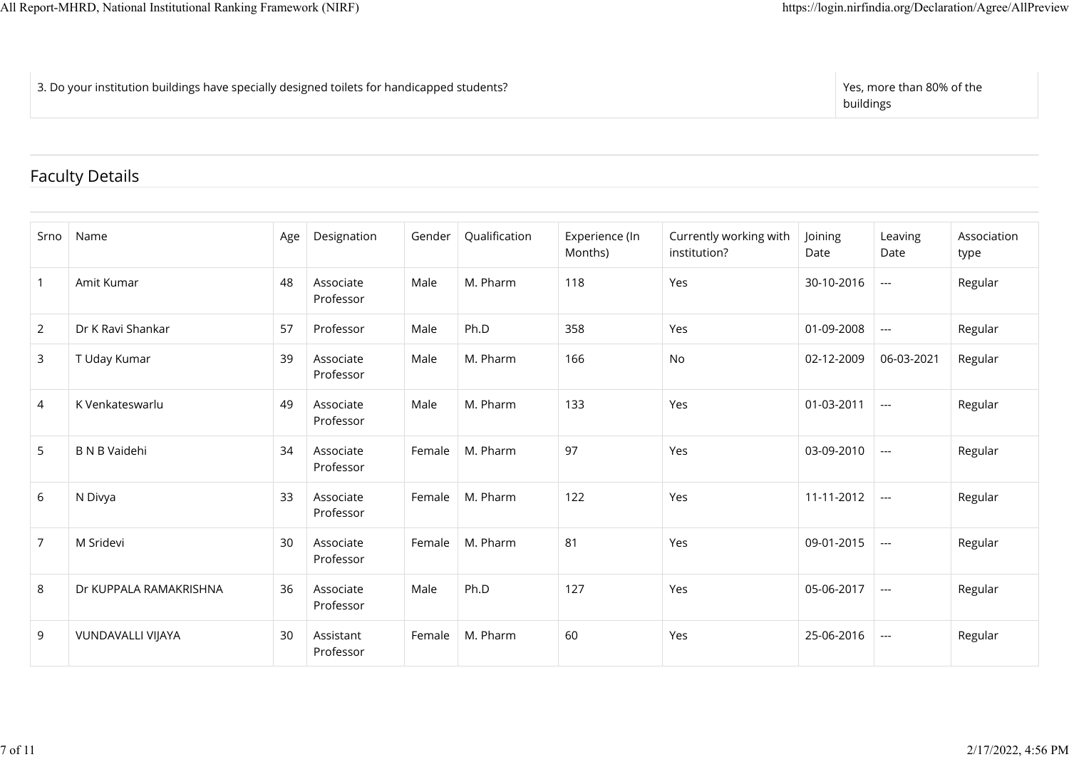| 3. Do your institution buildings have specially designed toilets for handicapped students? | Yes, more than 80% of the buildings |
|---|---|

## Faculty Details

| Srno | Name | Age | Designation | Gender | Qualification | Experience (In Months) | Currently working with institution? | Joining Date | Leaving Date | Association type |
|---|---|---|---|---|---|---|---|---|---|---|
| 1 | Amit Kumar | 48 | Associate Professor | Male | M. Pharm | 118 | Yes | 30-10-2016 | --- | Regular |
| 2 | Dr K Ravi Shankar | 57 | Professor | Male | Ph.D | 358 | Yes | 01-09-2008 | --- | Regular |
| 3 | T Uday Kumar | 39 | Associate Professor | Male | M. Pharm | 166 | No | 02-12-2009 | 06-03-2021 | Regular |
| 4 | K Venkateswarlu | 49 | Associate Professor | Male | M. Pharm | 133 | Yes | 01-03-2011 | --- | Regular |
| 5 | B N B Vaidehi | 34 | Associate Professor | Female | M. Pharm | 97 | Yes | 03-09-2010 | --- | Regular |
| 6 | N Divya | 33 | Associate Professor | Female | M. Pharm | 122 | Yes | 11-11-2012 | --- | Regular |
| 7 | M Sridevi | 30 | Associate Professor | Female | M. Pharm | 81 | Yes | 09-01-2015 | --- | Regular |
| 8 | Dr KUPPALA RAMAKRISHNA | 36 | Associate Professor | Male | Ph.D | 127 | Yes | 05-06-2017 | --- | Regular |
| 9 | VUNDAVALLI VIJAYA | 30 | Assistant Professor | Female | M. Pharm | 60 | Yes | 25-06-2016 | --- | Regular |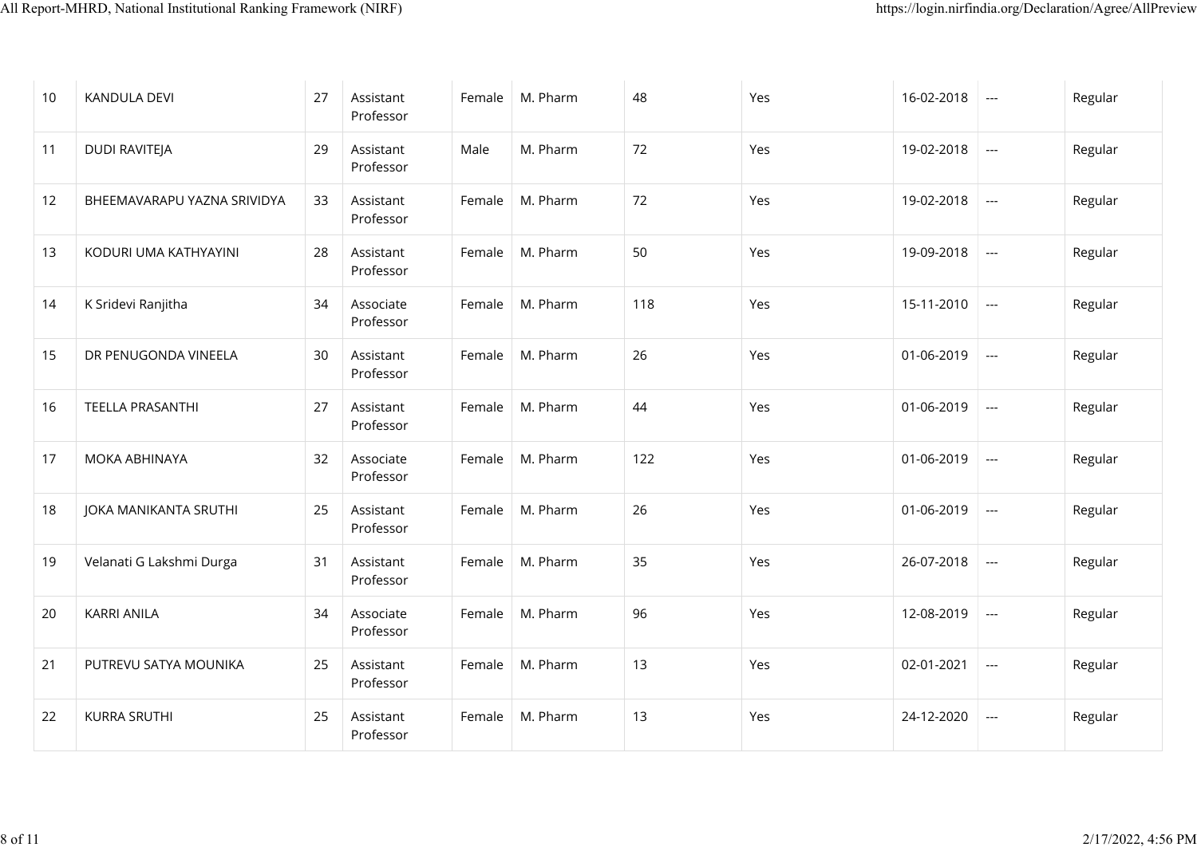| | | | | | | | | | | |
|---|---|---|---|---|---|---|---|---|---|---|
| 10 | KANDULA DEVI | 27 | Assistant Professor | Female | M. Pharm | 48 | Yes | 16-02-2018 | --- | Regular |
| 11 | DUDI RAVITEJA | 29 | Assistant Professor | Male | M. Pharm | 72 | Yes | 19-02-2018 | --- | Regular |
| 12 | BHEEMAVARAPU YAZNA SRIVIDYA | 33 | Assistant Professor | Female | M. Pharm | 72 | Yes | 19-02-2018 | --- | Regular |
| 13 | KODURI UMA KATHYAYINI | 28 | Assistant Professor | Female | M. Pharm | 50 | Yes | 19-09-2018 | --- | Regular |
| 14 | K Sridevi Ranjitha | 34 | Associate Professor | Female | M. Pharm | 118 | Yes | 15-11-2010 | --- | Regular |
| 15 | DR PENUGONDA VINEELA | 30 | Assistant Professor | Female | M. Pharm | 26 | Yes | 01-06-2019 | --- | Regular |
| 16 | TEELLA PRASANTHI | 27 | Assistant Professor | Female | M. Pharm | 44 | Yes | 01-06-2019 | --- | Regular |
| 17 | MOKA ABHINAYA | 32 | Associate Professor | Female | M. Pharm | 122 | Yes | 01-06-2019 | --- | Regular |
| 18 | JOKA MANIKANTA SRUTHI | 25 | Assistant Professor | Female | M. Pharm | 26 | Yes | 01-06-2019 | --- | Regular |
| 19 | Velanati G Lakshmi Durga | 31 | Assistant Professor | Female | M. Pharm | 35 | Yes | 26-07-2018 | --- | Regular |
| 20 | KARRI ANILA | 34 | Associate Professor | Female | M. Pharm | 96 | Yes | 12-08-2019 | --- | Regular |
| 21 | PUTREVU SATYA MOUNIKA | 25 | Assistant Professor | Female | M. Pharm | 13 | Yes | 02-01-2021 | --- | Regular |
| 22 | KURRA SRUTHI | 25 | Assistant Professor | Female | M. Pharm | 13 | Yes | 24-12-2020 | --- | Regular |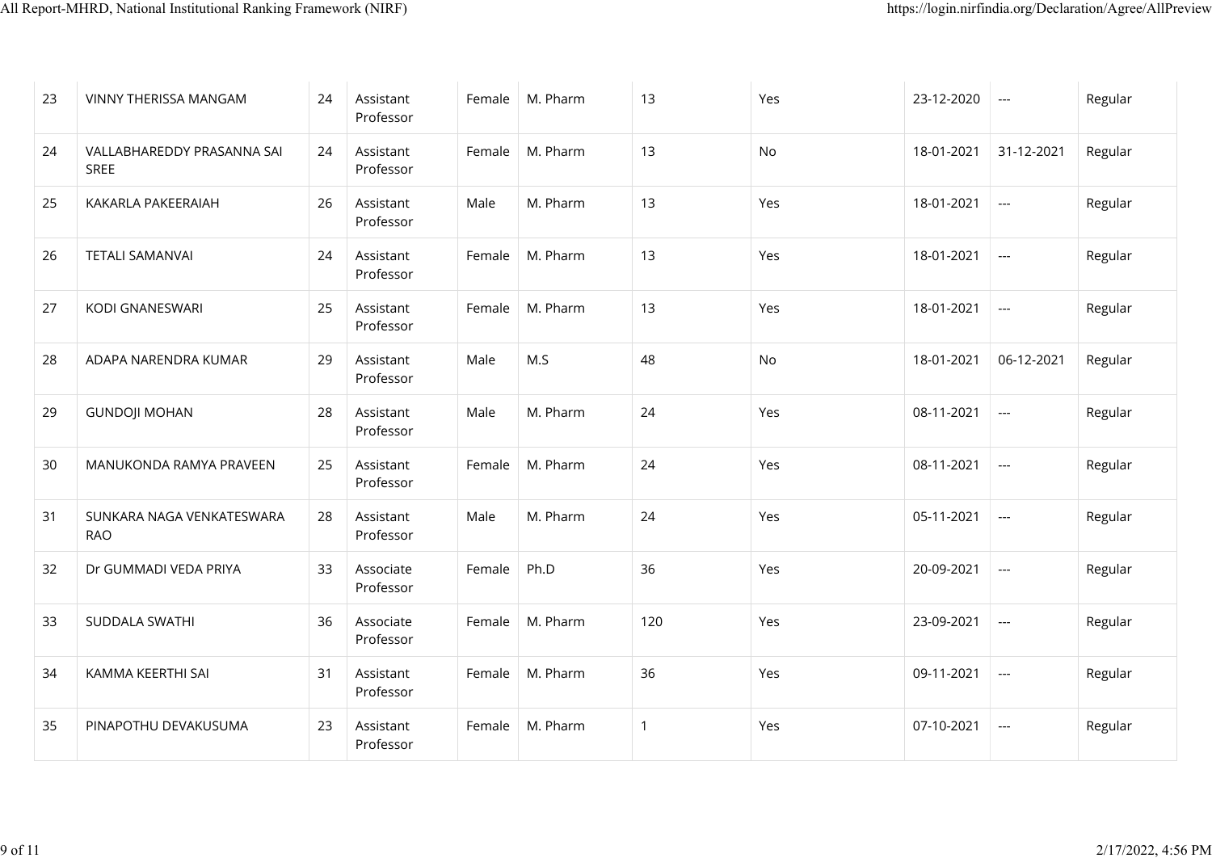| 23 | VINNY THERISSA MANGAM | 24 | Assistant Professor | Female | M. Pharm | 13 | Yes | 23-12-2020 | --- | Regular |
|---|---|---|---|---|---|---|---|---|---|---|
| 24 | VALLABHAREDDY PRASANNA SAI SREE | 24 | Assistant Professor | Female | M. Pharm | 13 | No | 18-01-2021 | 31-12-2021 | Regular |
| 25 | KAKARLA PAKEERAIAH | 26 | Assistant Professor | Male | M. Pharm | 13 | Yes | 18-01-2021 | --- | Regular |
| 26 | TETALI SAMANVAI | 24 | Assistant Professor | Female | M. Pharm | 13 | Yes | 18-01-2021 | --- | Regular |
| 27 | KODI GNANESWARI | 25 | Assistant Professor | Female | M. Pharm | 13 | Yes | 18-01-2021 | --- | Regular |
| 28 | ADAPA NARENDRA KUMAR | 29 | Assistant Professor | Male | M.S | 48 | No | 18-01-2021 | 06-12-2021 | Regular |
| 29 | GUNDOJI MOHAN | 28 | Assistant Professor | Male | M. Pharm | 24 | Yes | 08-11-2021 | --- | Regular |
| 30 | MANUKONDA RAMYA PRAVEEN | 25 | Assistant Professor | Female | M. Pharm | 24 | Yes | 08-11-2021 | --- | Regular |
| 31 | SUNKARA NAGA VENKATESWARA RAO | 28 | Assistant Professor | Male | M. Pharm | 24 | Yes | 05-11-2021 | --- | Regular |
| 32 | Dr GUMMADI VEDA PRIYA | 33 | Associate Professor | Female | Ph.D | 36 | Yes | 20-09-2021 | --- | Regular |
| 33 | SUDDALA SWATHI | 36 | Associate Professor | Female | M. Pharm | 120 | Yes | 23-09-2021 | --- | Regular |
| 34 | KAMMA KEERTHI SAI | 31 | Assistant Professor | Female | M. Pharm | 36 | Yes | 09-11-2021 | --- | Regular |
| 35 | PINAPOTHU DEVAKUSUMA | 23 | Assistant Professor | Female | M. Pharm | 1 | Yes | 07-10-2021 | --- | Regular |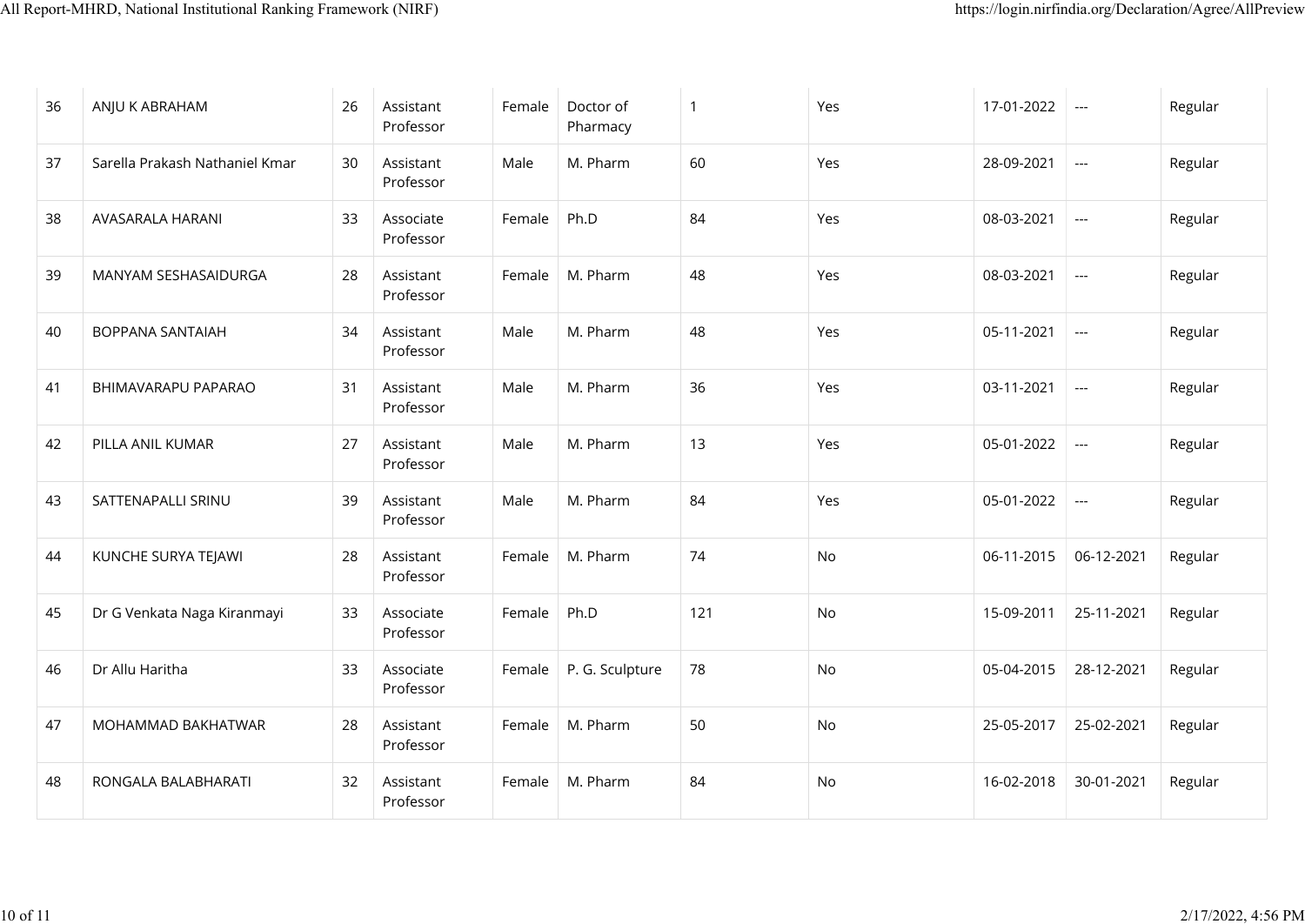| 36 | ANJU K ABRAHAM | 26 | Assistant Professor | Female | Doctor of Pharmacy | 1 | Yes | 17-01-2022 | --- | Regular |
|---|---|---|---|---|---|---|---|---|---|---|
| 37 | Sarella Prakash Nathaniel Kmar | 30 | Assistant Professor | Male | M. Pharm | 60 | Yes | 28-09-2021 | --- | Regular |
| 38 | AVASARALA HARANI | 33 | Associate Professor | Female | Ph.D | 84 | Yes | 08-03-2021 | --- | Regular |
| 39 | MANYAM SESHASAIDURGA | 28 | Assistant Professor | Female | M. Pharm | 48 | Yes | 08-03-2021 | --- | Regular |
| 40 | BOPPANA SANTAIAH | 34 | Assistant Professor | Male | M. Pharm | 48 | Yes | 05-11-2021 | --- | Regular |
| 41 | BHIMAVARAPU PAPARAO | 31 | Assistant Professor | Male | M. Pharm | 36 | Yes | 03-11-2021 | --- | Regular |
| 42 | PILLA ANIL KUMAR | 27 | Assistant Professor | Male | M. Pharm | 13 | Yes | 05-01-2022 | --- | Regular |
| 43 | SATTENAPALLI SRINU | 39 | Assistant Professor | Male | M. Pharm | 84 | Yes | 05-01-2022 | --- | Regular |
| 44 | KUNCHE SURYA TEJAWI | 28 | Assistant Professor | Female | M. Pharm | 74 | No | 06-11-2015 | 06-12-2021 | Regular |
| 45 | Dr G Venkata Naga Kiranmayi | 33 | Associate Professor | Female | Ph.D | 121 | No | 15-09-2011 | 25-11-2021 | Regular |
| 46 | Dr Allu Haritha | 33 | Associate Professor | Female | P. G. Sculpture | 78 | No | 05-04-2015 | 28-12-2021 | Regular |
| 47 | MOHAMMAD BAKHATWAR | 28 | Assistant Professor | Female | M. Pharm | 50 | No | 25-05-2017 | 25-02-2021 | Regular |
| 48 | RONGALA BALABHARATI | 32 | Assistant Professor | Female | M. Pharm | 84 | No | 16-02-2018 | 30-01-2021 | Regular |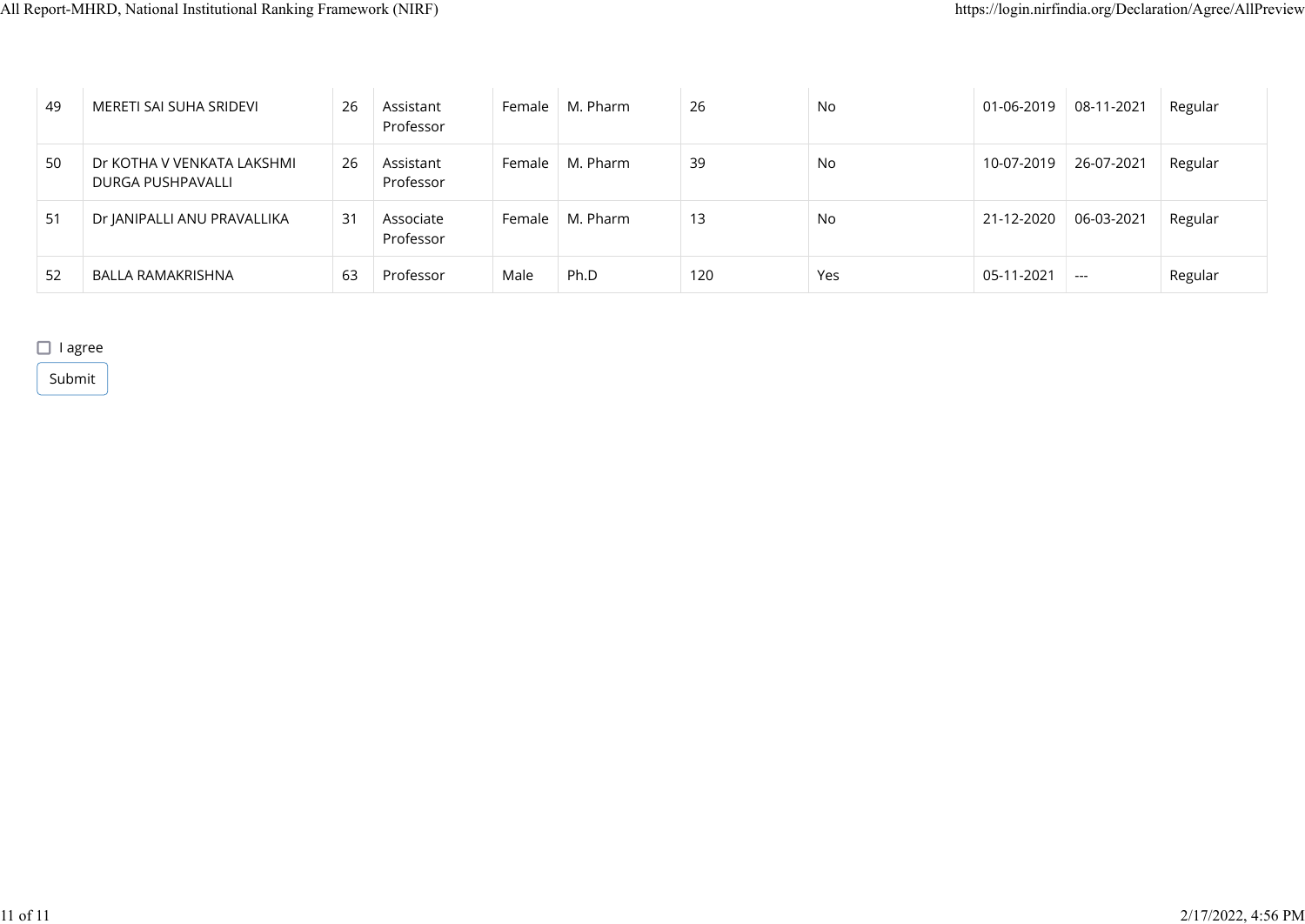| | | | | | | | | | | |
|---|---|---|---|---|---|---|---|---|---|---|
| 49 | MERETI SAI SUHA SRIDEVI | 26 | Assistant Professor | Female | M. Pharm | 26 | No | 01-06-2019 | 08-11-2021 | Regular |
| 50 | Dr KOTHA V VENKATA LAKSHMI DURGA PUSHPAVALLI | 26 | Assistant Professor | Female | M. Pharm | 39 | No | 10-07-2019 | 26-07-2021 | Regular |
| 51 | Dr JANIPALLI ANU PRAVALLIKA | 31 | Associate Professor | Female | M. Pharm | 13 | No | 21-12-2020 | 06-03-2021 | Regular |
| 52 | BALLA RAMAKRISHNA | 63 | Professor | Male | Ph.D | 120 | Yes | 05-11-2021 | --- | Regular |

☐ I agree

Submit